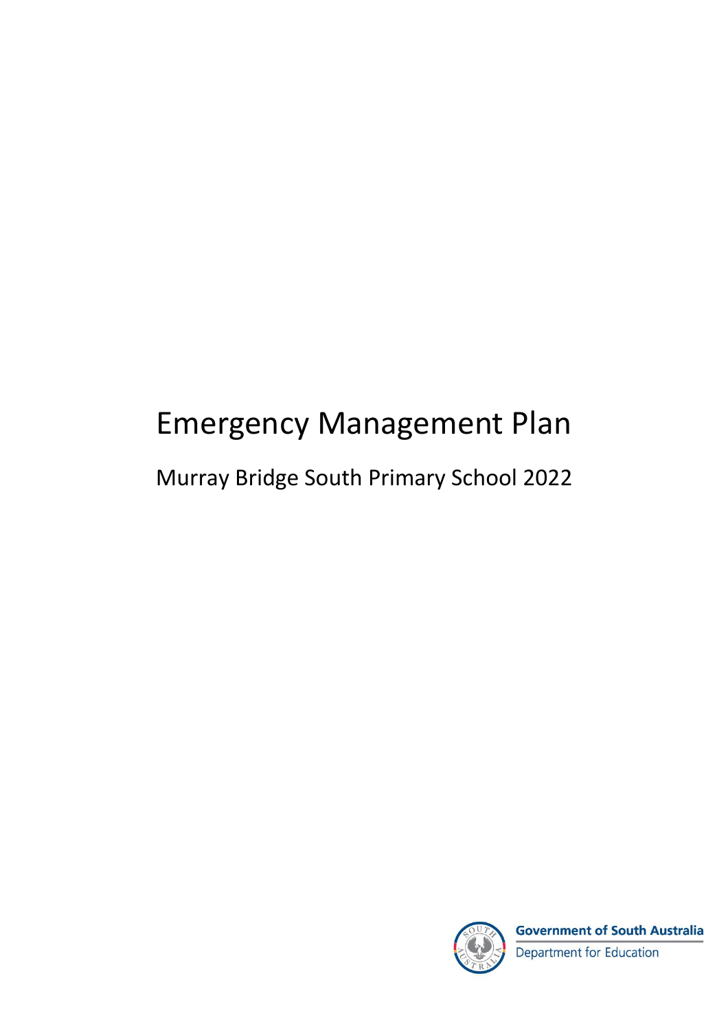# Emergency Management Plan

## Murray Bridge South Primary School 2022

Government of South Australia

Department for Education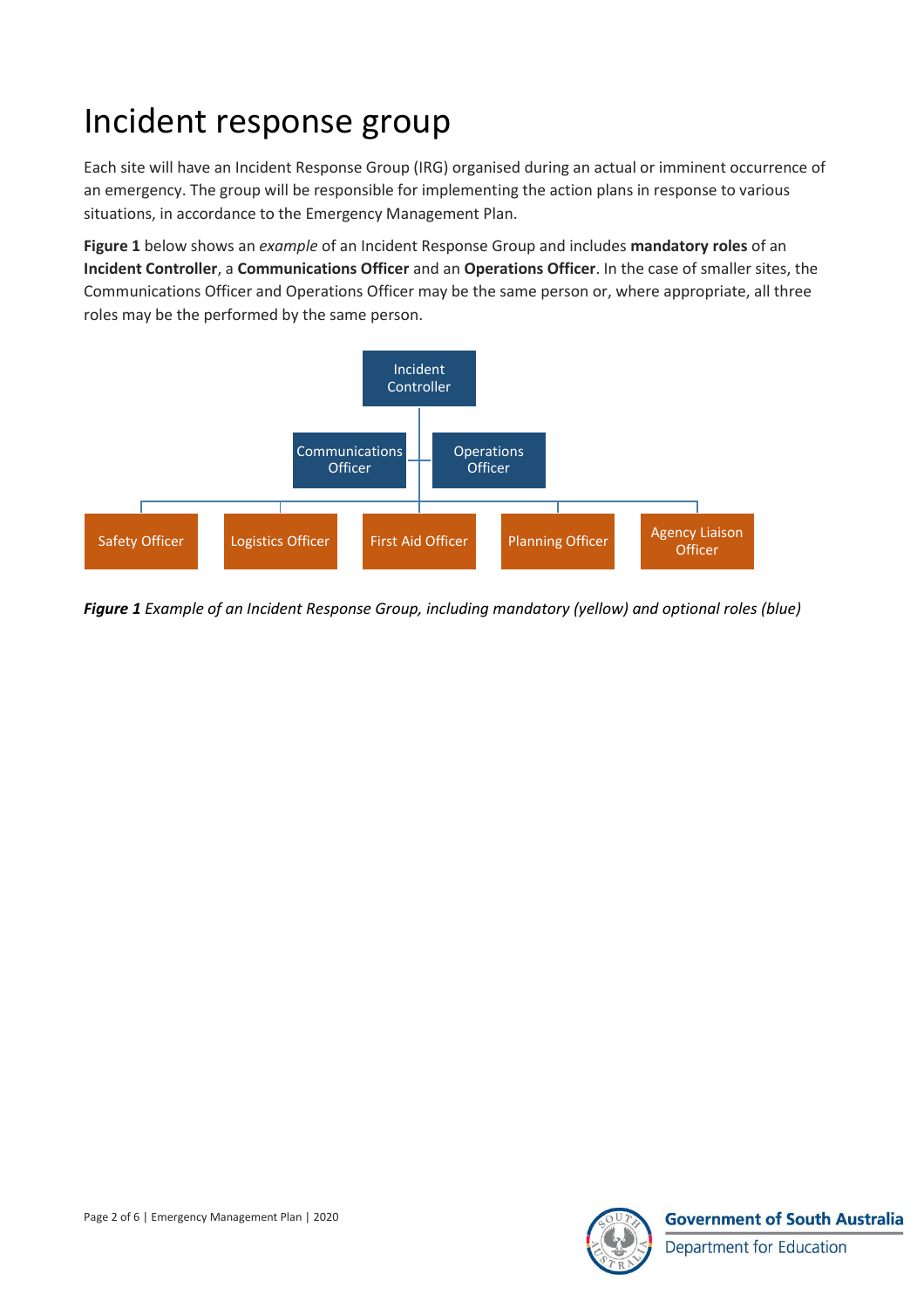# Incident response group

Each site will have an Incident Response Group (IRG) organised during an actual or imminent occurrence of an emergency. The group will be responsible for implementing the action plans in response to various situations, in accordance to the Emergency Management Plan.

**Figure 1** below shows an *example* of an Incident Response Group and includes **mandatory roles** of an **Incident Controller**, a **Communications Officer** and an **Operations Officer**. In the case of smaller sites, the Communications Officer and Operations Officer may be the same person or, where appropriate, all three roles may be the performed by the same person.

Incident Controller

Communications Officer | Operations Officer

Safety Officer | Logistics Officer | First Aid Officer | Planning Officer | Agency Liaison Officer

***Figure 1*** *Example of an Incident Response Group, including mandatory (yellow) and optional roles (blue)*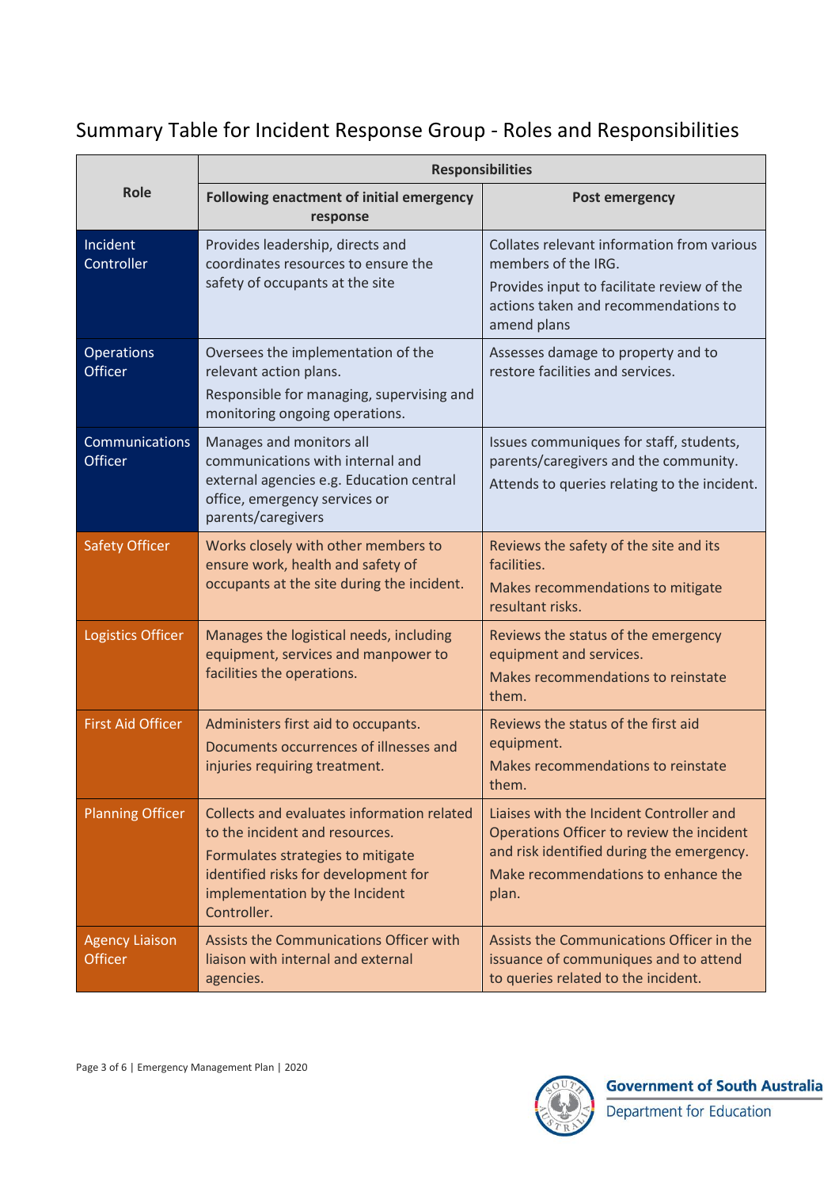## Summary Table for Incident Response Group - Roles and Responsibilities

| Role | Responsibilities | |
|---|---|---|
| | **Following enactment of initial emergency response** | **Post emergency** |
| Incident Controller | Provides leadership, directs and coordinates resources to ensure the safety of occupants at the site | Collates relevant information from various members of the IRG.<br>Provides input to facilitate review of the actions taken and recommendations to amend plans |
| Operations Officer | Oversees the implementation of the relevant action plans.<br>Responsible for managing, supervising and monitoring ongoing operations. | Assesses damage to property and to restore facilities and services. |
| Communications Officer | Manages and monitors all communications with internal and external agencies e.g. Education central office, emergency services or parents/caregivers | Issues communiques for staff, students, parents/caregivers and the community.<br>Attends to queries relating to the incident. |
| Safety Officer | Works closely with other members to ensure work, health and safety of occupants at the site during the incident. | Reviews the safety of the site and its facilities.<br>Makes recommendations to mitigate resultant risks. |
| Logistics Officer | Manages the logistical needs, including equipment, services and manpower to facilities the operations. | Reviews the status of the emergency equipment and services.<br>Makes recommendations to reinstate them. |
| First Aid Officer | Administers first aid to occupants.<br>Documents occurrences of illnesses and injuries requiring treatment. | Reviews the status of the first aid equipment.<br>Makes recommendations to reinstate them. |
| Planning Officer | Collects and evaluates information related to the incident and resources.<br>Formulates strategies to mitigate identified risks for development for implementation by the Incident Controller. | Liaises with the Incident Controller and Operations Officer to review the incident and risk identified during the emergency.<br>Make recommendations to enhance the plan. |
| Agency Liaison Officer | Assists the Communications Officer with liaison with internal and external agencies. | Assists the Communications Officer in the issuance of communiques and to attend to queries related to the incident. |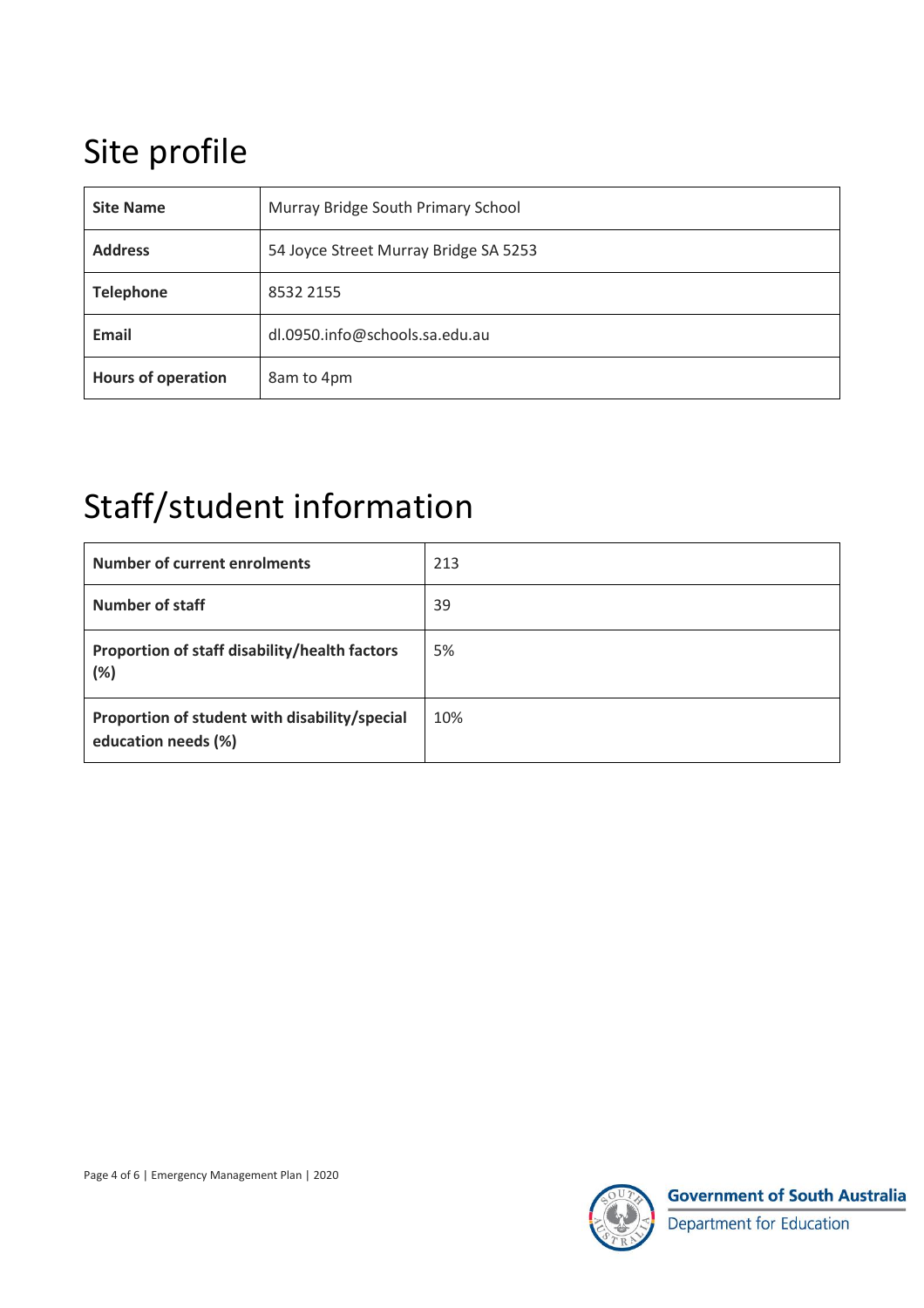# Site profile

| Site Name | Murray Bridge South Primary School |
|---|---|
| **Address** | 54 Joyce Street Murray Bridge SA 5253 |
| **Telephone** | 8532 2155 |
| **Email** | dl.0950.info@schools.sa.edu.au |
| **Hours of operation** | 8am to 4pm |

# Staff/student information

| Number of current enrolments | 213 |
|---|---|
| **Number of staff** | 39 |
| **Proportion of staff disability/health factors (%)** | 5% |
| **Proportion of student with disability/special education needs (%)** | 10% |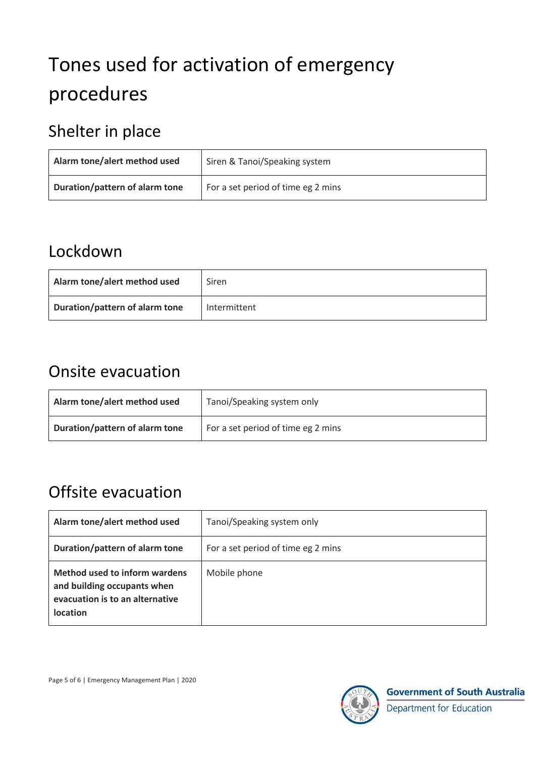# Tones used for activation of emergency procedures

## Shelter in place

| Alarm tone/alert method used | Siren & Tanoi/Speaking system |
|---|---|
| **Duration/pattern of alarm tone** | For a set period of time eg 2 mins |

## Lockdown

| Alarm tone/alert method used | Siren |
|---|---|
| **Duration/pattern of alarm tone** | Intermittent |

## Onsite evacuation

| Alarm tone/alert method used | Tanoi/Speaking system only |
|---|---|
| **Duration/pattern of alarm tone** | For a set period of time eg 2 mins |

## Offsite evacuation

| Alarm tone/alert method used | Tanoi/Speaking system only |
|---|---|
| **Duration/pattern of alarm tone** | For a set period of time eg 2 mins |
| **Method used to inform wardens and building occupants when evacuation is to an alternative location** | Mobile phone |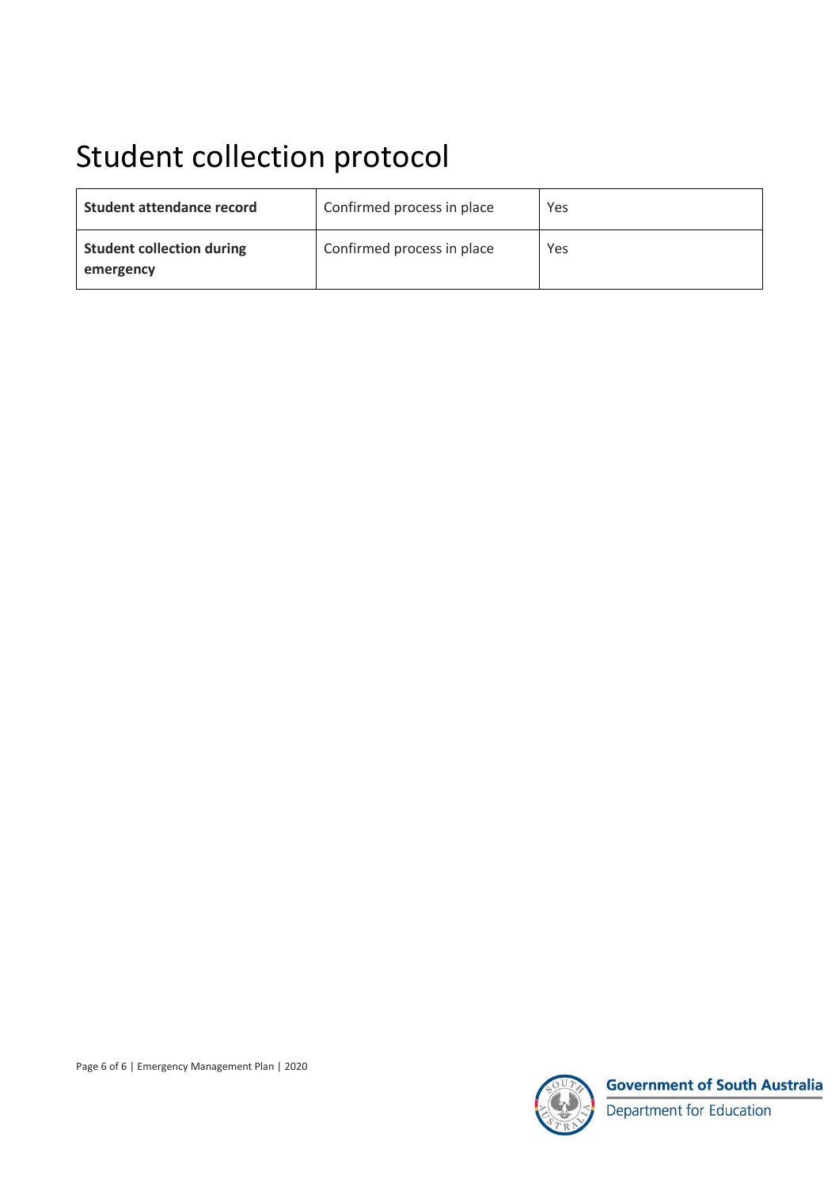# Student collection protocol

| | | |
|---|---|---|
| **Student attendance record** | Confirmed process in place | Yes |
| **Student collection during emergency** | Confirmed process in place | Yes |